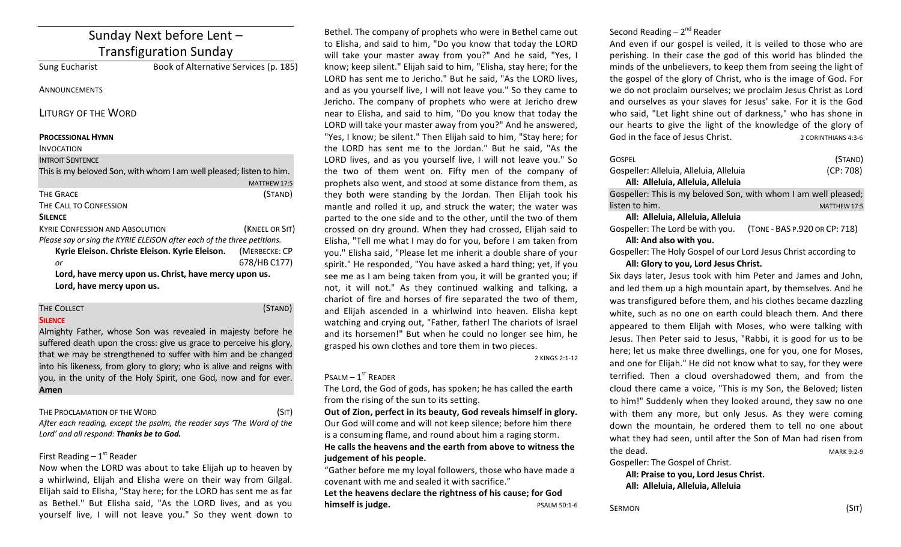# Sunday Next before Lent – Transfiguration Sunday

Sung Eucharist — Book of Alternative Services (p. 185)

ANNOUNCEMENTS

## LITURGY OF THE WORD

**PROCESSIONAL HYMN**

INVOCATION

INTROIT SENTENCE

This is my beloved Son, with whom I am well pleased; listen to him. — MATTHEW 17:5

THE GRACE (STAND)

THE CALL TO CONFESSION

**SILENCE**

KYRIE CONFESSION AND ABSOLUTION (KNEEL OR SIT)

*Please say or sing the KYRIE ELEISON after each of the three petitions.*

**Kyrie Eleison. Christe Eleison. Kyrie Eleison.** (MERBECKE: CP 678/HB C177)

*or*

**Lord, have mercy upon us. Christ, have mercy upon us. Lord, have mercy upon us.**

THE COLLECT (STAND)

**SILENCE**

Almighty Father, whose Son was revealed in majesty before he suffered death upon the cross: give us grace to perceive his glory, that we may be strengthened to suffer with him and be changed into his likeness, from glory to glory; who is alive and reigns with you, in the unity of the Holy Spirit, one God, now and for ever. **Amen**

THE PROCLAMATION OF THE WORD (SIT)

*After each reading, except the psalm, the reader says 'The Word of the Lord' and all respond:* ***Thanks be to God.***

### First Reading – 1st Reader

Now when the LORD was about to take Elijah up to heaven by a whirlwind, Elijah and Elisha were on their way from Gilgal. Elijah said to Elisha, "Stay here; for the LORD has sent me as far as Bethel." But Elisha said, "As the LORD lives, and as you yourself live, I will not leave you." So they went down to Bethel. The company of prophets who were in Bethel came out to Elisha, and said to him, "Do you know that today the LORD will take your master away from you?" And he said, "Yes, I know; keep silent." Elijah said to him, "Elisha, stay here; for the LORD has sent me to Jericho." But he said, "As the LORD lives, and as you yourself live, I will not leave you." So they came to Jericho. The company of prophets who were at Jericho drew near to Elisha, and said to him, "Do you know that today the LORD will take your master away from you?" And he answered, "Yes, I know; be silent." Then Elijah said to him, "Stay here; for the LORD has sent me to the Jordan." But he said, "As the LORD lives, and as you yourself live, I will not leave you." So the two of them went on. Fifty men of the company of prophets also went, and stood at some distance from them, as they both were standing by the Jordan. Then Elijah took his mantle and rolled it up, and struck the water; the water was parted to the one side and to the other, until the two of them crossed on dry ground. When they had crossed, Elijah said to Elisha, "Tell me what I may do for you, before I am taken from you." Elisha said, "Please let me inherit a double share of your spirit." He responded, "You have asked a hard thing; yet, if you see me as I am being taken from you, it will be granted you; if not, it will not." As they continued walking and talking, a chariot of fire and horses of fire separated the two of them, and Elijah ascended in a whirlwind into heaven. Elisha kept watching and crying out, "Father, father! The chariots of Israel and its horsemen!" But when he could no longer see him, he grasped his own clothes and tore them in two pieces.

2 KINGS 2:1-12

### PSALM – 1ST READER

The Lord, the God of gods, has spoken; he has called the earth from the rising of the sun to its setting.

**Out of Zion, perfect in its beauty, God reveals himself in glory.**

Our God will come and will not keep silence; before him there is a consuming flame, and round about him a raging storm.

**He calls the heavens and the earth from above to witness the judgement of his people.**

"Gather before me my loyal followers, those who have made a covenant with me and sealed it with sacrifice."

**Let the heavens declare the rightness of his cause; for God himself is judge.**

PSALM 50:1-6

### Second Reading – 2nd Reader

And even if our gospel is veiled, it is veiled to those who are perishing. In their case the god of this world has blinded the minds of the unbelievers, to keep them from seeing the light of the gospel of the glory of Christ, who is the image of God. For we do not proclaim ourselves; we proclaim Jesus Christ as Lord and ourselves as your slaves for Jesus' sake. For it is the God who said, "Let light shine out of darkness," who has shone in our hearts to give the light of the knowledge of the glory of God in the face of Jesus Christ.

2 CORINTHIANS 4:3-6

GOSPEL (STAND)

Gospeller: Alleluia, Alleluia, Alleluia (CP: 708)

**All: Alleluia, Alleluia, Alleluia**

Gospeller: This is my beloved Son, with whom I am well pleased; listen to him. — MATTHEW 17:5

**All: Alleluia, Alleluia, Alleluia**

Gospeller: The Lord be with you. (TONE - BAS P.920 OR CP: 718)

**All: And also with you.**

Gospeller: The Holy Gospel of our Lord Jesus Christ according to

**All: Glory to you, Lord Jesus Christ.**

Six days later, Jesus took with him Peter and James and John, and led them up a high mountain apart, by themselves. And he was transfigured before them, and his clothes became dazzling white, such as no one on earth could bleach them. And there appeared to them Elijah with Moses, who were talking with Jesus. Then Peter said to Jesus, "Rabbi, it is good for us to be here; let us make three dwellings, one for you, one for Moses, and one for Elijah." He did not know what to say, for they were terrified. Then a cloud overshadowed them, and from the cloud there came a voice, "This is my Son, the Beloved; listen to him!" Suddenly when they looked around, they saw no one with them any more, but only Jesus. As they were coming down the mountain, he ordered them to tell no one about what they had seen, until after the Son of Man had risen from the dead.

MARK 9:2-9

Gospeller: The Gospel of Christ.

**All: Praise to you, Lord Jesus Christ.**

**All: Alleluia, Alleluia, Alleluia**

SERMON (SIT)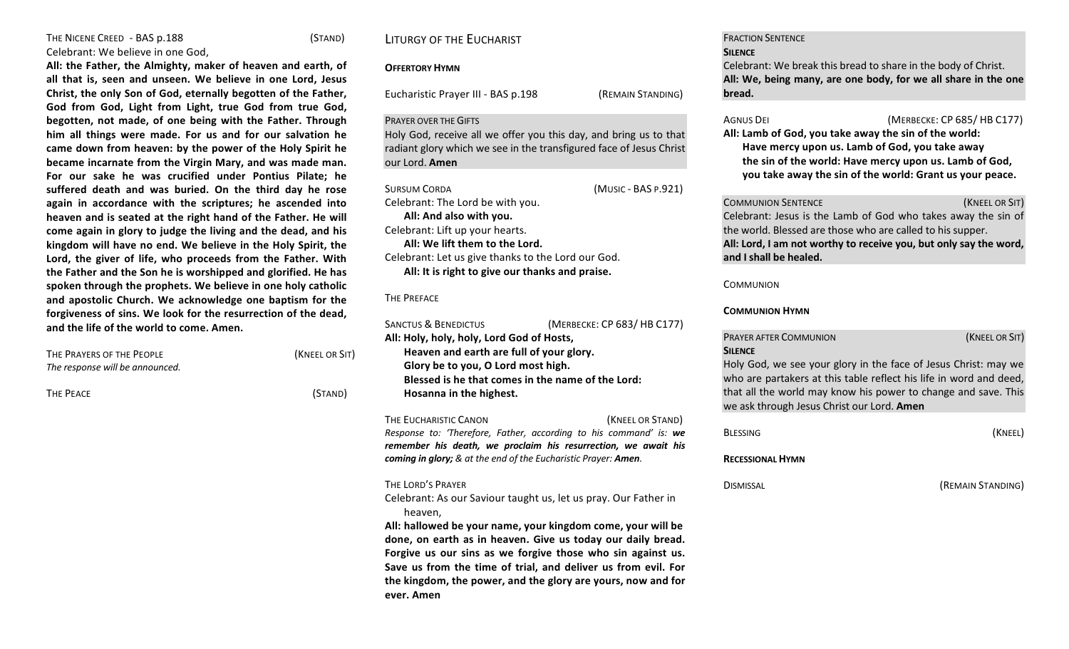THE NICENE CREED - BAS p.188 (STAND)

Celebrant: We believe in one God,

**All: the Father, the Almighty, maker of heaven and earth, of all that is, seen and unseen. We believe in one Lord, Jesus Christ, the only Son of God, eternally begotten of the Father, God from God, Light from Light, true God from true God, begotten, not made, of one being with the Father. Through him all things were made. For us and for our salvation he came down from heaven: by the power of the Holy Spirit he became incarnate from the Virgin Mary, and was made man. For our sake he was crucified under Pontius Pilate; he suffered death and was buried. On the third day he rose again in accordance with the scriptures; he ascended into heaven and is seated at the right hand of the Father. He will come again in glory to judge the living and the dead, and his kingdom will have no end. We believe in the Holy Spirit, the Lord, the giver of life, who proceeds from the Father. With the Father and the Son he is worshipped and glorified. He has spoken through the prophets. We believe in one holy catholic and apostolic Church. We acknowledge one baptism for the forgiveness of sins. We look for the resurrection of the dead, and the life of the world to come. Amen.**

THE PRAYERS OF THE PEOPLE (KNEEL OR SIT)

*The response will be announced.*

THE PEACE (STAND)

## LITURGY OF THE EUCHARIST

**OFFERTORY HYMN**

Eucharistic Prayer III - BAS p.198 (REMAIN STANDING)

PRAYER OVER THE GIFTS

Holy God, receive all we offer you this day, and bring us to that radiant glory which we see in the transfigured face of Jesus Christ our Lord. **Amen**

SURSUM CORDA (MUSIC - BAS P.921)

Celebrant: The Lord be with you.

**All: And also with you.**

Celebrant: Lift up your hearts.

**All: We lift them to the Lord.**

Celebrant: Let us give thanks to the Lord our God.

**All: It is right to give our thanks and praise.**

THE PREFACE

SANCTUS & BENEDICTUS (MERBECKE: CP 683/ HB C177)

**All: Holy, holy, holy, Lord God of Hosts,**
**Heaven and earth are full of your glory.**
**Glory be to you, O Lord most high.**
**Blessed is he that comes in the name of the Lord:**
**Hosanna in the highest.**

THE EUCHARISTIC CANON (KNEEL OR STAND)

*Response to: 'Therefore, Father, according to his command' is:* ***we remember his death, we proclaim his resurrection, we await his coming in glory;*** *& at the end of the Eucharistic Prayer:* ***Amen****.*

THE LORD'S PRAYER

Celebrant: As our Saviour taught us, let us pray. Our Father in heaven,

**All: hallowed be your name, your kingdom come, your will be done, on earth as in heaven. Give us today our daily bread. Forgive us our sins as we forgive those who sin against us. Save us from the time of trial, and deliver us from evil. For the kingdom, the power, and the glory are yours, now and for ever. Amen**

FRACTION SENTENCE

**SILENCE**

Celebrant: We break this bread to share in the body of Christ.

**All: We, being many, are one body, for we all share in the one bread.**

AGNUS DEI (MERBECKE: CP 685/ HB C177)

**All: Lamb of God, you take away the sin of the world:**
**Have mercy upon us. Lamb of God, you take away**
**the sin of the world: Have mercy upon us. Lamb of God,**
**you take away the sin of the world: Grant us your peace.**

COMMUNION SENTENCE (KNEEL OR SIT)

Celebrant: Jesus is the Lamb of God who takes away the sin of the world. Blessed are those who are called to his supper.

**All: Lord, I am not worthy to receive you, but only say the word, and I shall be healed.**

COMMUNION

**COMMUNION HYMN**

PRAYER AFTER COMMUNION (KNEEL OR SIT)

**SILENCE**

Holy God, we see your glory in the face of Jesus Christ: may we who are partakers at this table reflect his life in word and deed, that all the world may know his power to change and save. This we ask through Jesus Christ our Lord. **Amen**

BLESSING (KNEEL)

**RECESSIONAL HYMN**

DISMISSAL (REMAIN STANDING)